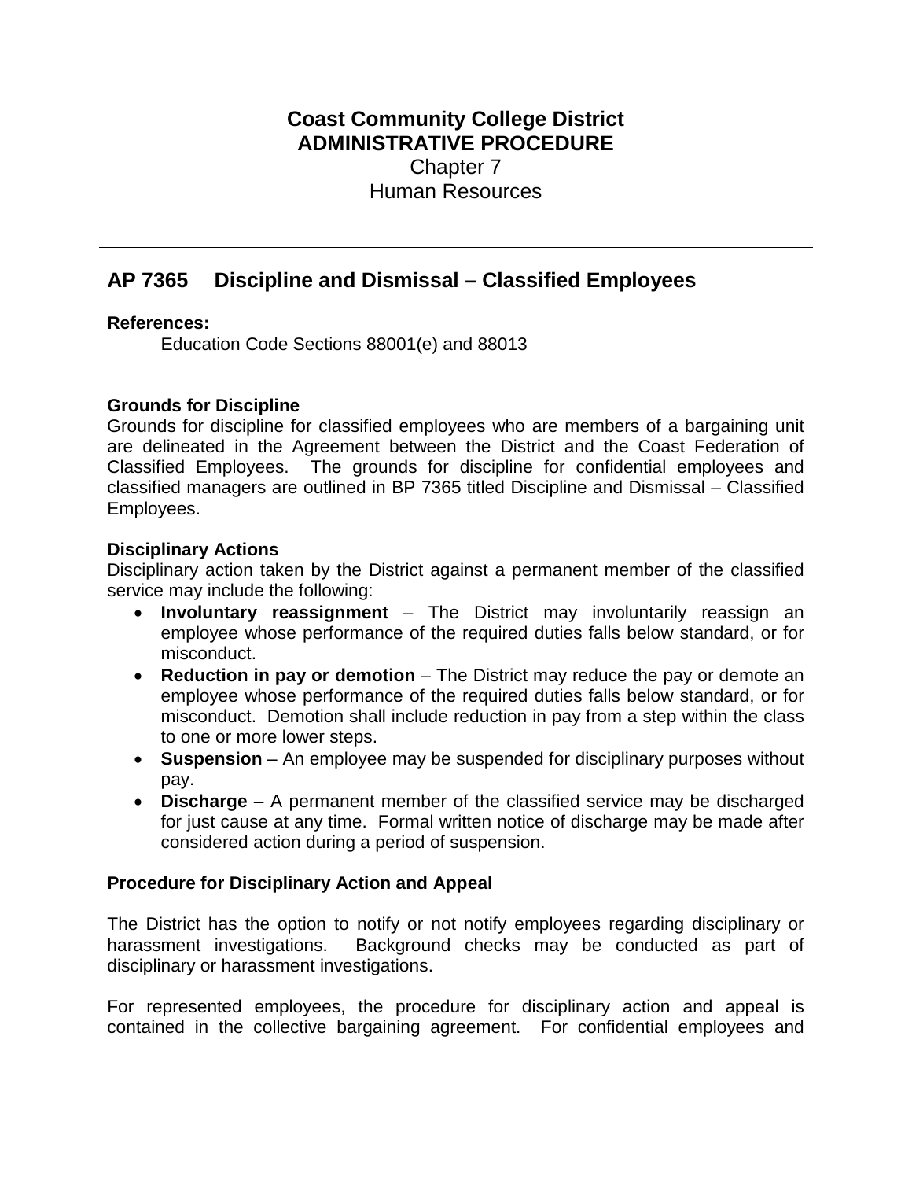**Coast Community College District**
**ADMINISTRATIVE PROCEDURE**
Chapter 7
Human Resources

---

# AP 7365 Discipline and Dismissal – Classified Employees

**References:**

Education Code Sections 88001(e) and 88013

**Grounds for Discipline**

Grounds for discipline for classified employees who are members of a bargaining unit are delineated in the Agreement between the District and the Coast Federation of Classified Employees. The grounds for discipline for confidential employees and classified managers are outlined in BP 7365 titled Discipline and Dismissal – Classified Employees.

**Disciplinary Actions**

Disciplinary action taken by the District against a permanent member of the classified service may include the following:

- **Involuntary reassignment** – The District may involuntarily reassign an employee whose performance of the required duties falls below standard, or for misconduct.
- **Reduction in pay or demotion** – The District may reduce the pay or demote an employee whose performance of the required duties falls below standard, or for misconduct. Demotion shall include reduction in pay from a step within the class to one or more lower steps.
- **Suspension** – An employee may be suspended for disciplinary purposes without pay.
- **Discharge** – A permanent member of the classified service may be discharged for just cause at any time. Formal written notice of discharge may be made after considered action during a period of suspension.

**Procedure for Disciplinary Action and Appeal**

The District has the option to notify or not notify employees regarding disciplinary or harassment investigations. Background checks may be conducted as part of disciplinary or harassment investigations.

For represented employees, the procedure for disciplinary action and appeal is contained in the collective bargaining agreement. For confidential employees and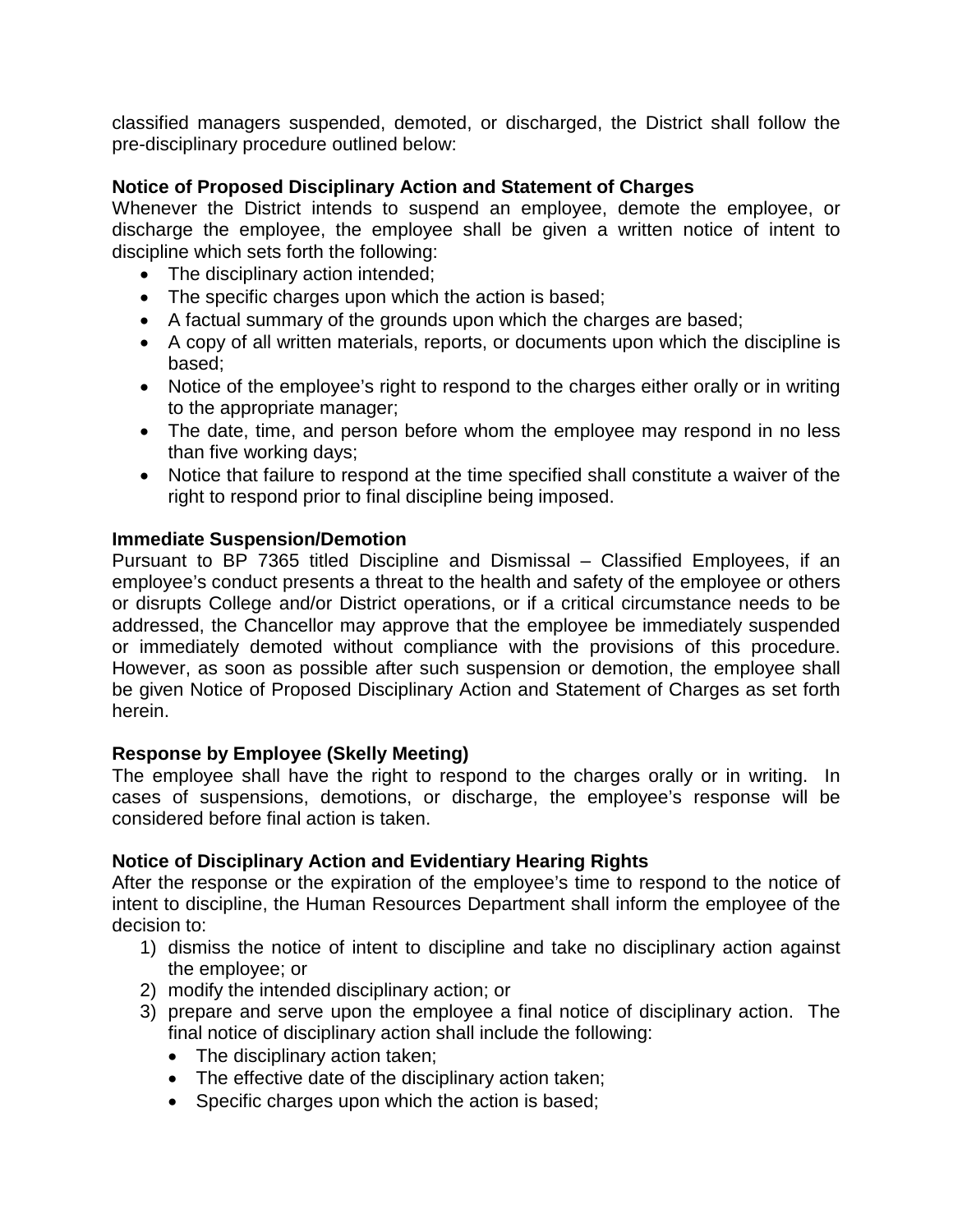classified managers suspended, demoted, or discharged, the District shall follow the pre-disciplinary procedure outlined below:

**Notice of Proposed Disciplinary Action and Statement of Charges**

Whenever the District intends to suspend an employee, demote the employee, or discharge the employee, the employee shall be given a written notice of intent to discipline which sets forth the following:

- The disciplinary action intended;
- The specific charges upon which the action is based;
- A factual summary of the grounds upon which the charges are based;
- A copy of all written materials, reports, or documents upon which the discipline is based;
- Notice of the employee's right to respond to the charges either orally or in writing to the appropriate manager;
- The date, time, and person before whom the employee may respond in no less than five working days;
- Notice that failure to respond at the time specified shall constitute a waiver of the right to respond prior to final discipline being imposed.

**Immediate Suspension/Demotion**

Pursuant to BP 7365 titled Discipline and Dismissal – Classified Employees, if an employee's conduct presents a threat to the health and safety of the employee or others or disrupts College and/or District operations, or if a critical circumstance needs to be addressed, the Chancellor may approve that the employee be immediately suspended or immediately demoted without compliance with the provisions of this procedure. However, as soon as possible after such suspension or demotion, the employee shall be given Notice of Proposed Disciplinary Action and Statement of Charges as set forth herein.

**Response by Employee (Skelly Meeting)**

The employee shall have the right to respond to the charges orally or in writing. In cases of suspensions, demotions, or discharge, the employee's response will be considered before final action is taken.

**Notice of Disciplinary Action and Evidentiary Hearing Rights**

After the response or the expiration of the employee's time to respond to the notice of intent to discipline, the Human Resources Department shall inform the employee of the decision to:

1) dismiss the notice of intent to discipline and take no disciplinary action against the employee; or
2) modify the intended disciplinary action; or
3) prepare and serve upon the employee a final notice of disciplinary action. The final notice of disciplinary action shall include the following:
   - The disciplinary action taken;
   - The effective date of the disciplinary action taken;
   - Specific charges upon which the action is based;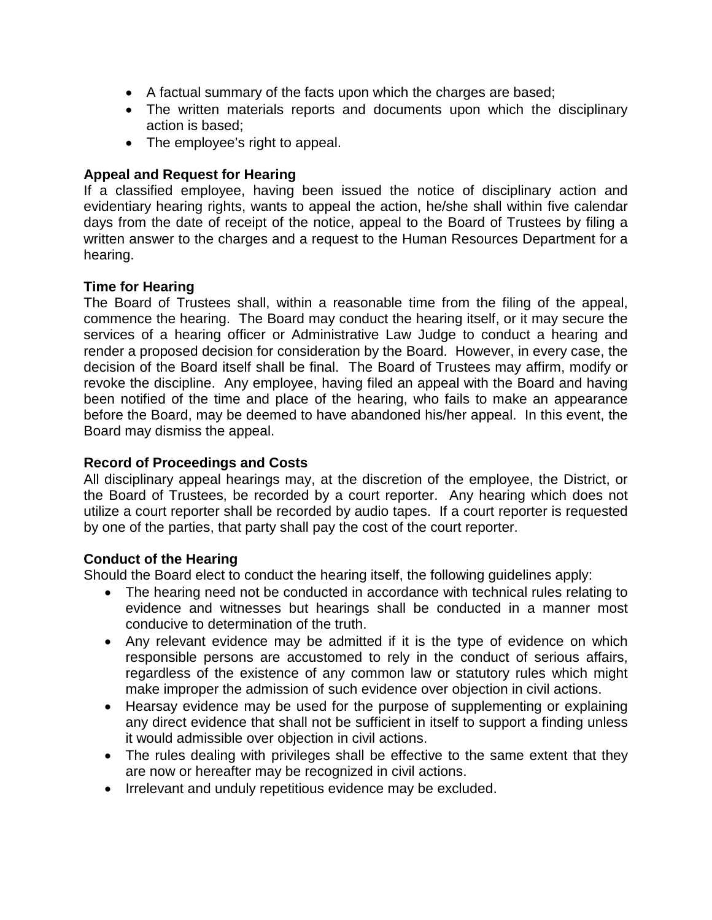- A factual summary of the facts upon which the charges are based;
- The written materials reports and documents upon which the disciplinary action is based;
- The employee's right to appeal.

**Appeal and Request for Hearing**
If a classified employee, having been issued the notice of disciplinary action and evidentiary hearing rights, wants to appeal the action, he/she shall within five calendar days from the date of receipt of the notice, appeal to the Board of Trustees by filing a written answer to the charges and a request to the Human Resources Department for a hearing.

**Time for Hearing**
The Board of Trustees shall, within a reasonable time from the filing of the appeal, commence the hearing. The Board may conduct the hearing itself, or it may secure the services of a hearing officer or Administrative Law Judge to conduct a hearing and render a proposed decision for consideration by the Board. However, in every case, the decision of the Board itself shall be final. The Board of Trustees may affirm, modify or revoke the discipline. Any employee, having filed an appeal with the Board and having been notified of the time and place of the hearing, who fails to make an appearance before the Board, may be deemed to have abandoned his/her appeal. In this event, the Board may dismiss the appeal.

**Record of Proceedings and Costs**
All disciplinary appeal hearings may, at the discretion of the employee, the District, or the Board of Trustees, be recorded by a court reporter. Any hearing which does not utilize a court reporter shall be recorded by audio tapes. If a court reporter is requested by one of the parties, that party shall pay the cost of the court reporter.

**Conduct of the Hearing**
Should the Board elect to conduct the hearing itself, the following guidelines apply:

- The hearing need not be conducted in accordance with technical rules relating to evidence and witnesses but hearings shall be conducted in a manner most conducive to determination of the truth.
- Any relevant evidence may be admitted if it is the type of evidence on which responsible persons are accustomed to rely in the conduct of serious affairs, regardless of the existence of any common law or statutory rules which might make improper the admission of such evidence over objection in civil actions.
- Hearsay evidence may be used for the purpose of supplementing or explaining any direct evidence that shall not be sufficient in itself to support a finding unless it would admissible over objection in civil actions.
- The rules dealing with privileges shall be effective to the same extent that they are now or hereafter may be recognized in civil actions.
- Irrelevant and unduly repetitious evidence may be excluded.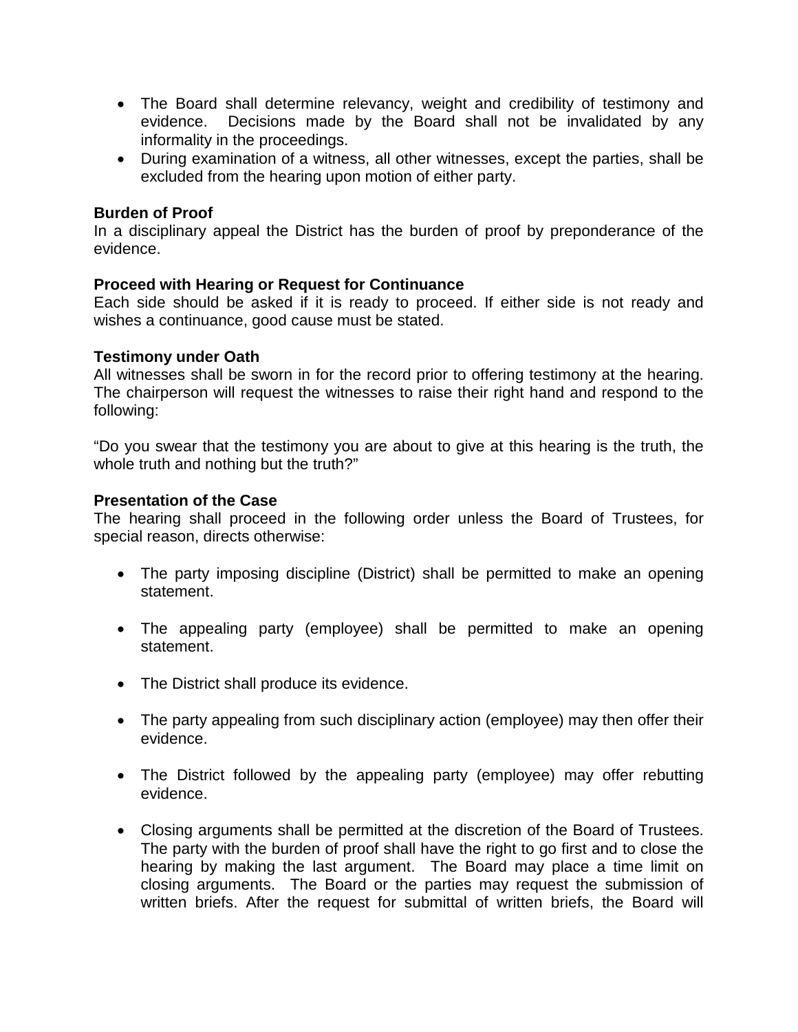- The Board shall determine relevancy, weight and credibility of testimony and evidence. Decisions made by the Board shall not be invalidated by any informality in the proceedings.
- During examination of a witness, all other witnesses, except the parties, shall be excluded from the hearing upon motion of either party.

**Burden of Proof**

In a disciplinary appeal the District has the burden of proof by preponderance of the evidence.

**Proceed with Hearing or Request for Continuance**

Each side should be asked if it is ready to proceed. If either side is not ready and wishes a continuance, good cause must be stated.

**Testimony under Oath**

All witnesses shall be sworn in for the record prior to offering testimony at the hearing. The chairperson will request the witnesses to raise their right hand and respond to the following:

"Do you swear that the testimony you are about to give at this hearing is the truth, the whole truth and nothing but the truth?"

**Presentation of the Case**

The hearing shall proceed in the following order unless the Board of Trustees, for special reason, directs otherwise:

- The party imposing discipline (District) shall be permitted to make an opening statement.
- The appealing party (employee) shall be permitted to make an opening statement.
- The District shall produce its evidence.
- The party appealing from such disciplinary action (employee) may then offer their evidence.
- The District followed by the appealing party (employee) may offer rebutting evidence.
- Closing arguments shall be permitted at the discretion of the Board of Trustees. The party with the burden of proof shall have the right to go first and to close the hearing by making the last argument. The Board may place a time limit on closing arguments. The Board or the parties may request the submission of written briefs. After the request for submittal of written briefs, the Board will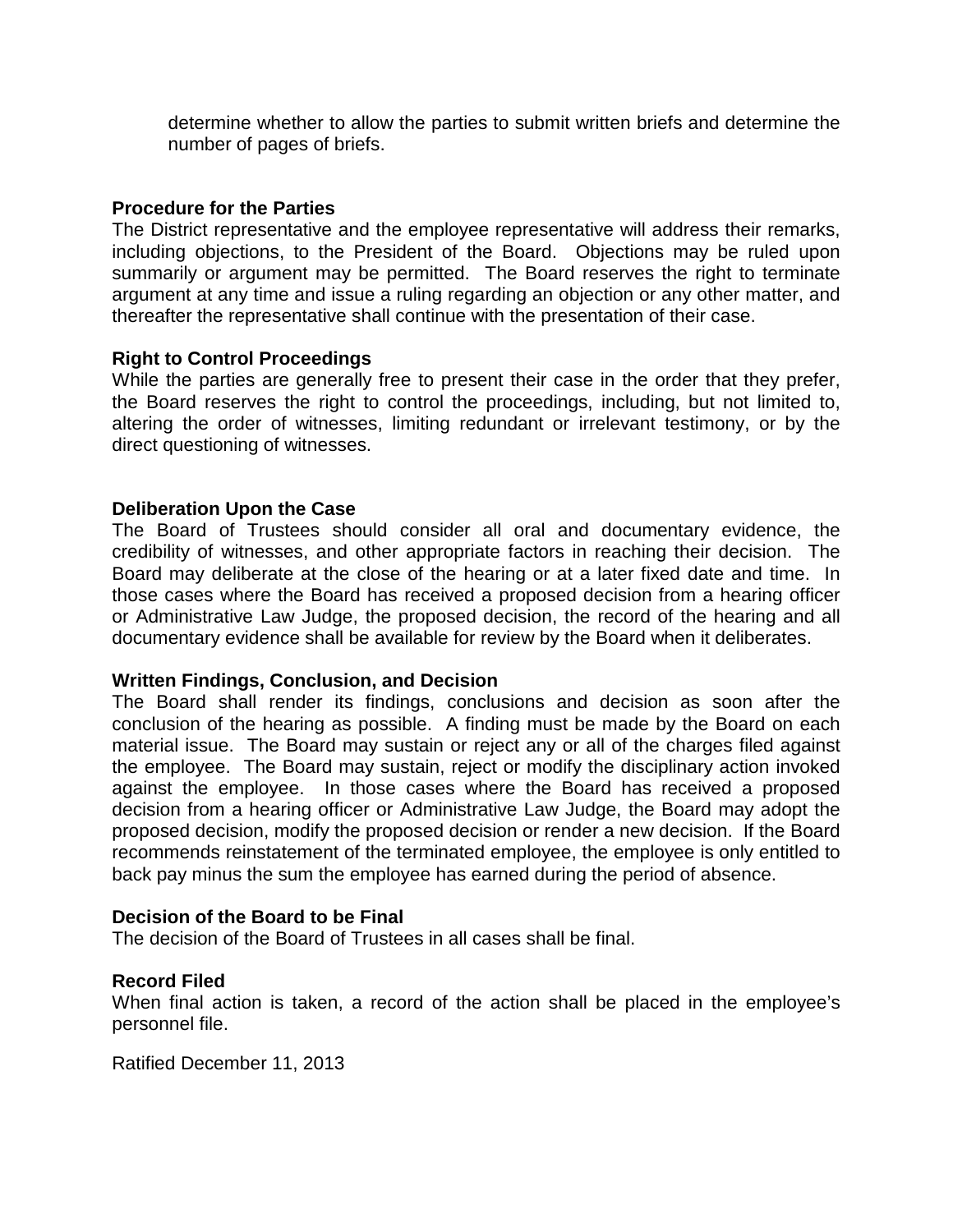determine whether to allow the parties to submit written briefs and determine the number of pages of briefs.

**Procedure for the Parties**

The District representative and the employee representative will address their remarks, including objections, to the President of the Board. Objections may be ruled upon summarily or argument may be permitted. The Board reserves the right to terminate argument at any time and issue a ruling regarding an objection or any other matter, and thereafter the representative shall continue with the presentation of their case.

**Right to Control Proceedings**

While the parties are generally free to present their case in the order that they prefer, the Board reserves the right to control the proceedings, including, but not limited to, altering the order of witnesses, limiting redundant or irrelevant testimony, or by the direct questioning of witnesses.

**Deliberation Upon the Case**

The Board of Trustees should consider all oral and documentary evidence, the credibility of witnesses, and other appropriate factors in reaching their decision. The Board may deliberate at the close of the hearing or at a later fixed date and time. In those cases where the Board has received a proposed decision from a hearing officer or Administrative Law Judge, the proposed decision, the record of the hearing and all documentary evidence shall be available for review by the Board when it deliberates.

**Written Findings, Conclusion, and Decision**

The Board shall render its findings, conclusions and decision as soon after the conclusion of the hearing as possible. A finding must be made by the Board on each material issue. The Board may sustain or reject any or all of the charges filed against the employee. The Board may sustain, reject or modify the disciplinary action invoked against the employee. In those cases where the Board has received a proposed decision from a hearing officer or Administrative Law Judge, the Board may adopt the proposed decision, modify the proposed decision or render a new decision. If the Board recommends reinstatement of the terminated employee, the employee is only entitled to back pay minus the sum the employee has earned during the period of absence.

**Decision of the Board to be Final**

The decision of the Board of Trustees in all cases shall be final.

**Record Filed**

When final action is taken, a record of the action shall be placed in the employee's personnel file.

Ratified December 11, 2013